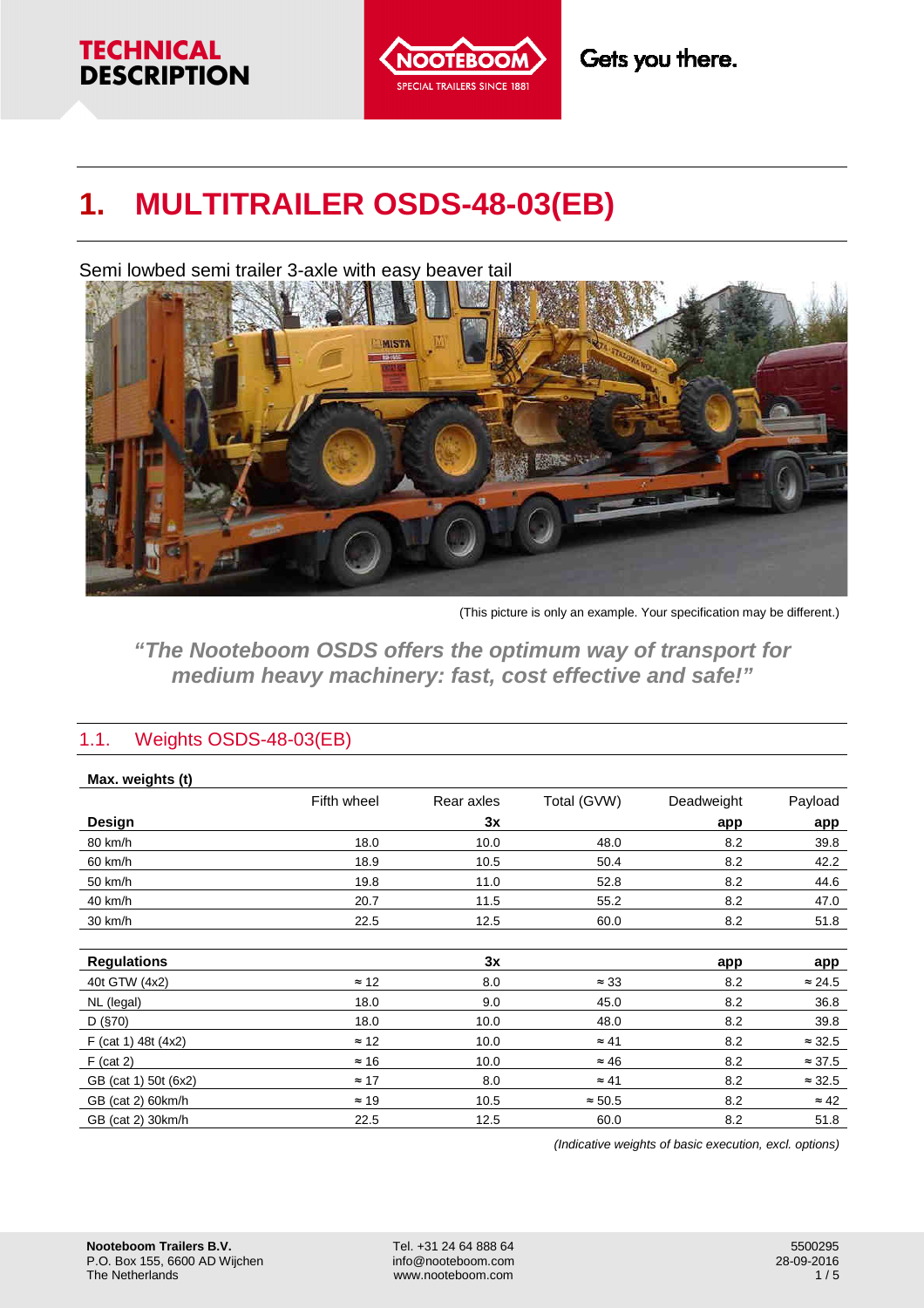# 1. MULTITRAILER OSDS-48-03(EB)

Semi lowbed semi trailer 3-axle with easy beaver tail

(This picture is only an example. Your specification may be different.)

***"The Nooteboom OSDS offers the optimum way of transport for medium heavy machinery: fast, cost effective and safe!"***

## 1.1. Weights OSDS-48-03(EB)

**Max. weights (t)**

| | Fifth wheel | Rear axles | Total (GVW) | Deadweight | Payload |
|---|---|---|---|---|---|
| **Design** | | **3x** | | **app** | **app** |
| 80 km/h | 18.0 | 10.0 | 48.0 | 8.2 | 39.8 |
| 60 km/h | 18.9 | 10.5 | 50.4 | 8.2 | 42.2 |
| 50 km/h | 19.8 | 11.0 | 52.8 | 8.2 | 44.6 |
| 40 km/h | 20.7 | 11.5 | 55.2 | 8.2 | 47.0 |
| 30 km/h | 22.5 | 12.5 | 60.0 | 8.2 | 51.8 |
| | | | | | |
| **Regulations** | | **3x** | | **app** | **app** |
| 40t GTW (4x2) | ≈ 12 | 8.0 | ≈ 33 | 8.2 | ≈ 24.5 |
| NL (legal) | 18.0 | 9.0 | 45.0 | 8.2 | 36.8 |
| D (§70) | 18.0 | 10.0 | 48.0 | 8.2 | 39.8 |
| F (cat 1) 48t (4x2) | ≈ 12 | 10.0 | ≈ 41 | 8.2 | ≈ 32.5 |
| F (cat 2) | ≈ 16 | 10.0 | ≈ 46 | 8.2 | ≈ 37.5 |
| GB (cat 1) 50t (6x2) | ≈ 17 | 8.0 | ≈ 41 | 8.2 | ≈ 32.5 |
| GB (cat 2) 60km/h | ≈ 19 | 10.5 | ≈ 50.5 | 8.2 | ≈ 42 |
| GB (cat 2) 30km/h | 22.5 | 12.5 | 60.0 | 8.2 | 51.8 |

*(Indicative weights of basic execution, excl. options)*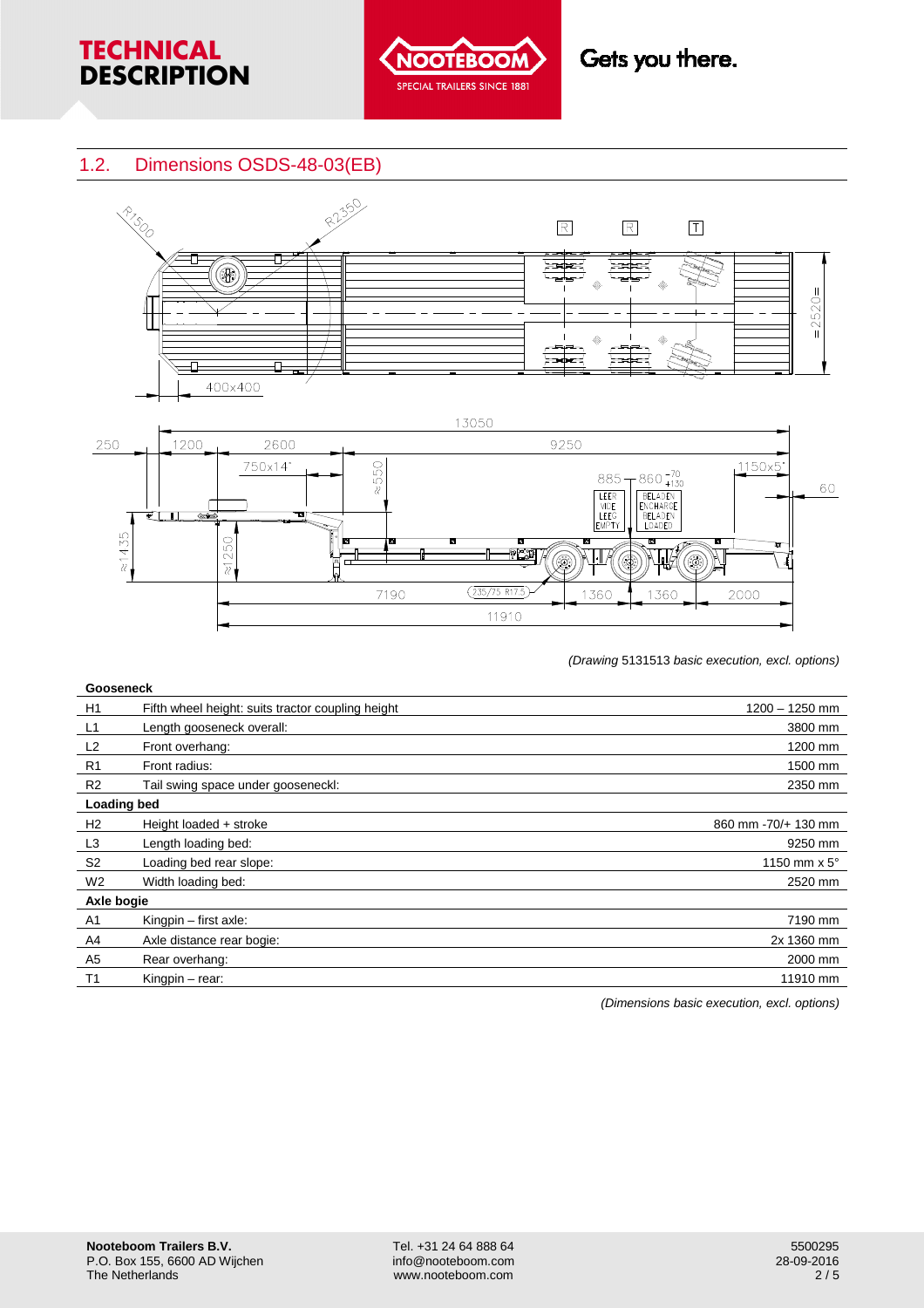## 1.2. Dimensions OSDS-48-03(EB)

*(Drawing 5131513 basic execution, excl. options)*

| | | |
|---|---|---|
| **Gooseneck** | | |
| H1 | Fifth wheel height: suits tractor coupling height | 1200 – 1250 mm |
| L1 | Length gooseneck overall: | 3800 mm |
| L2 | Front overhang: | 1200 mm |
| R1 | Front radius: | 1500 mm |
| R2 | Tail swing space under gooseneckl: | 2350 mm |
| **Loading bed** | | |
| H2 | Height loaded + stroke | 860 mm -70/+ 130 mm |
| L3 | Length loading bed: | 9250 mm |
| S2 | Loading bed rear slope: | 1150 mm x 5° |
| W2 | Width loading bed: | 2520 mm |
| **Axle bogie** | | |
| A1 | Kingpin – first axle: | 7190 mm |
| A4 | Axle distance rear bogie: | 2x 1360 mm |
| A5 | Rear overhang: | 2000 mm |
| T1 | Kingpin – rear: | 11910 mm |

*(Dimensions basic execution, excl. options)*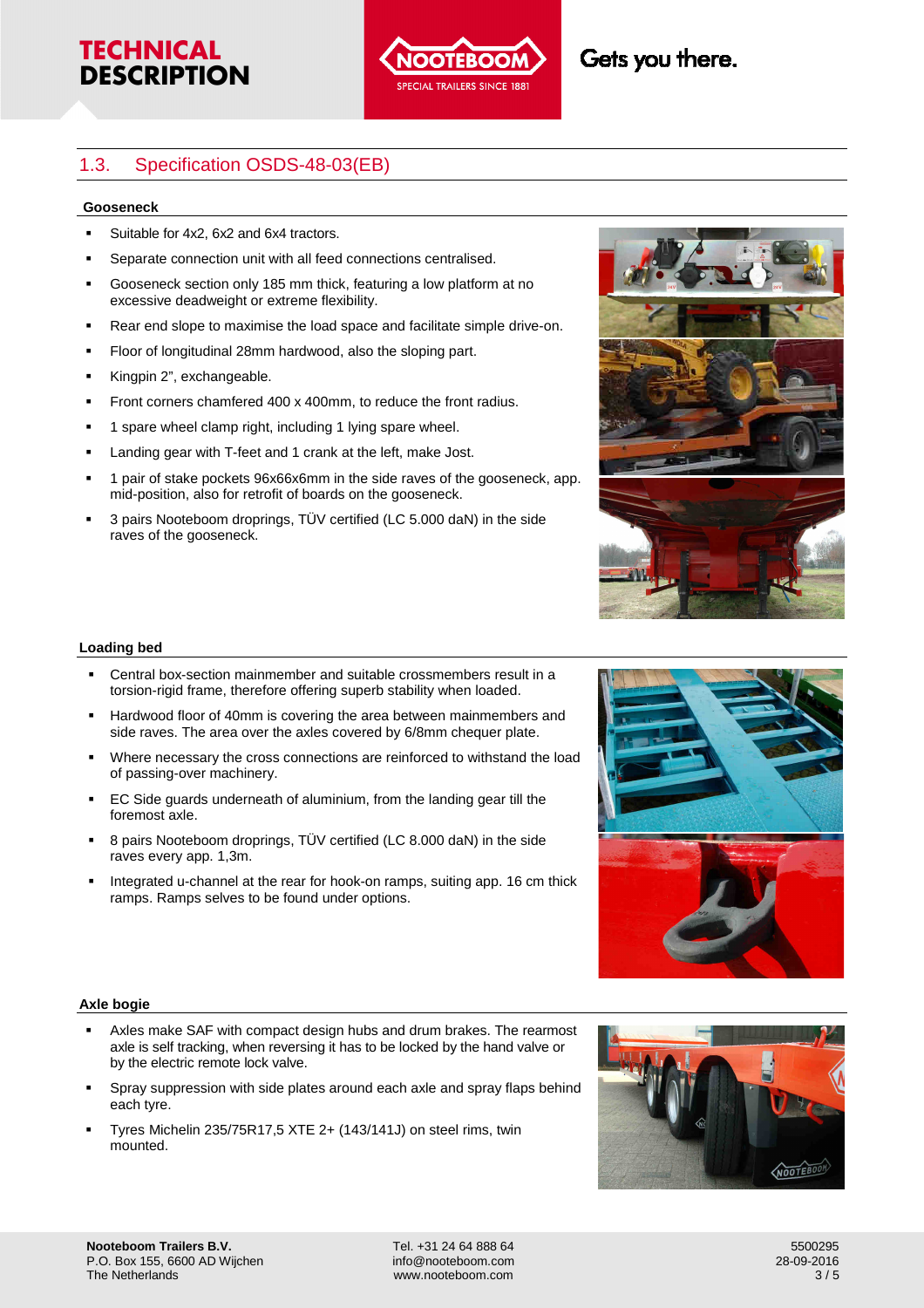## 1.3. Specification OSDS-48-03(EB)

### Gooseneck

- Suitable for 4x2, 6x2 and 6x4 tractors.
- Separate connection unit with all feed connections centralised.
- Gooseneck section only 185 mm thick, featuring a low platform at no excessive deadweight or extreme flexibility.
- Rear end slope to maximise the load space and facilitate simple drive-on.
- Floor of longitudinal 28mm hardwood, also the sloping part.
- Kingpin 2", exchangeable.
- Front corners chamfered 400 x 400mm, to reduce the front radius.
- 1 spare wheel clamp right, including 1 lying spare wheel.
- Landing gear with T-feet and 1 crank at the left, make Jost.
- 1 pair of stake pockets 96x66x6mm in the side raves of the gooseneck, app. mid-position, also for retrofit of boards on the gooseneck.
- 3 pairs Nooteboom droprings, TÜV certified (LC 5.000 daN) in the side raves of the gooseneck.

### Loading bed

- Central box-section mainmember and suitable crossmembers result in a torsion-rigid frame, therefore offering superb stability when loaded.
- Hardwood floor of 40mm is covering the area between mainmembers and side raves. The area over the axles covered by 6/8mm chequer plate.
- Where necessary the cross connections are reinforced to withstand the load of passing-over machinery.
- EC Side guards underneath of aluminium, from the landing gear till the foremost axle.
- 8 pairs Nooteboom droprings, TÜV certified (LC 8.000 daN) in the side raves every app. 1,3m.
- Integrated u-channel at the rear for hook-on ramps, suiting app. 16 cm thick ramps. Ramps selves to be found under options.

### Axle bogie

- Axles make SAF with compact design hubs and drum brakes. The rearmost axle is self tracking, when reversing it has to be locked by the hand valve or by the electric remote lock valve.
- Spray suppression with side plates around each axle and spray flaps behind each tyre.
- Tyres Michelin 235/75R17,5 XTE 2+ (143/141J) on steel rims, twin mounted.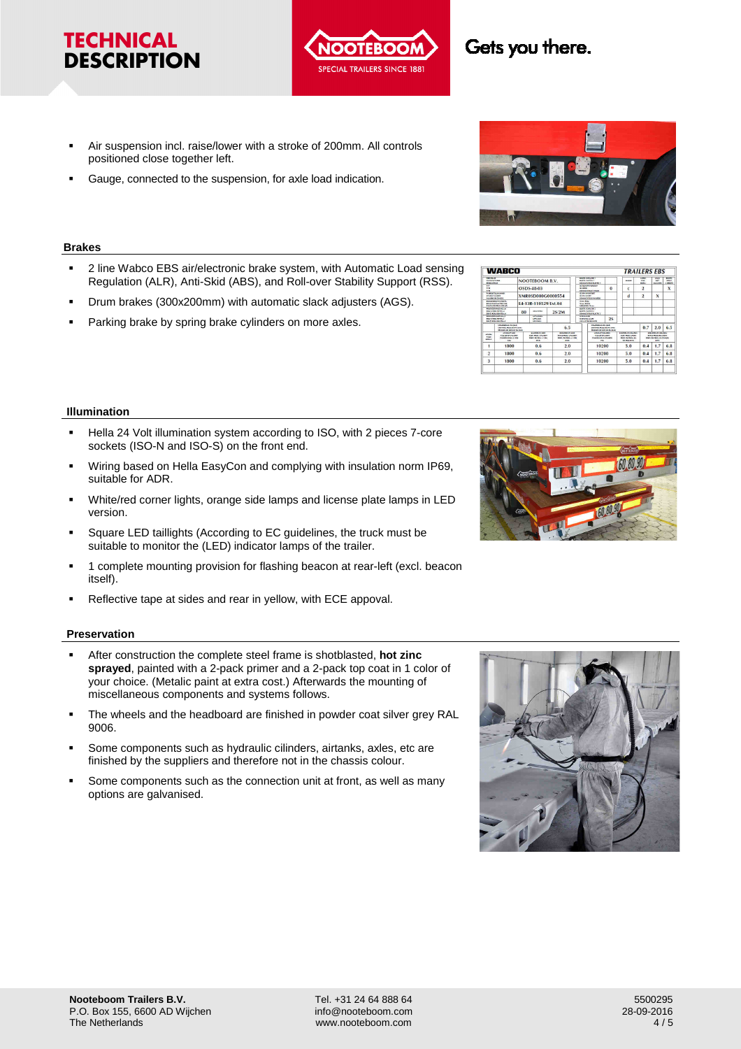- Air suspension incl. raise/lower with a stroke of 200mm. All controls positioned close together left.
- Gauge, connected to the suspension, for axle load indication.

**Brakes**

- 2 line Wabco EBS air/electronic brake system, with Automatic Load sensing Regulation (ALR), Anti-Skid (ABS), and Roll-over Stability Support (RSS).
- Drum brakes (300x200mm) with automatic slack adjusters (AGS).
- Parking brake by spring brake cylinders on more axles.

**Illumination**

- Hella 24 Volt illumination system according to ISO, with 2 pieces 7-core sockets (ISO-N and ISO-S) on the front end.
- Wiring based on Hella EasyCon and complying with insulation norm IP69, suitable for ADR.
- White/red corner lights, orange side lamps and license plate lamps in LED version.
- Square LED taillights (According to EC guidelines, the truck must be suitable to monitor the (LED) indicator lamps of the trailer.
- 1 complete mounting provision for flashing beacon at rear-left (excl. beacon itself).
- Reflective tape at sides and rear in yellow, with ECE appoval.

**Preservation**

- After construction the complete steel frame is shotblasted, **hot zinc sprayed**, painted with a 2-pack primer and a 2-pack top coat in 1 color of your choice. (Metalic paint at extra cost.) Afterwards the mounting of miscellaneous components and systems follows.
- The wheels and the headboard are finished in powder coat silver grey RAL 9006.
- Some components such as hydraulic cilinders, airtanks, axles, etc are finished by the suppliers and therefore not in the chassis colour.
- Some components such as the connection unit at front, as well as many options are galvanised.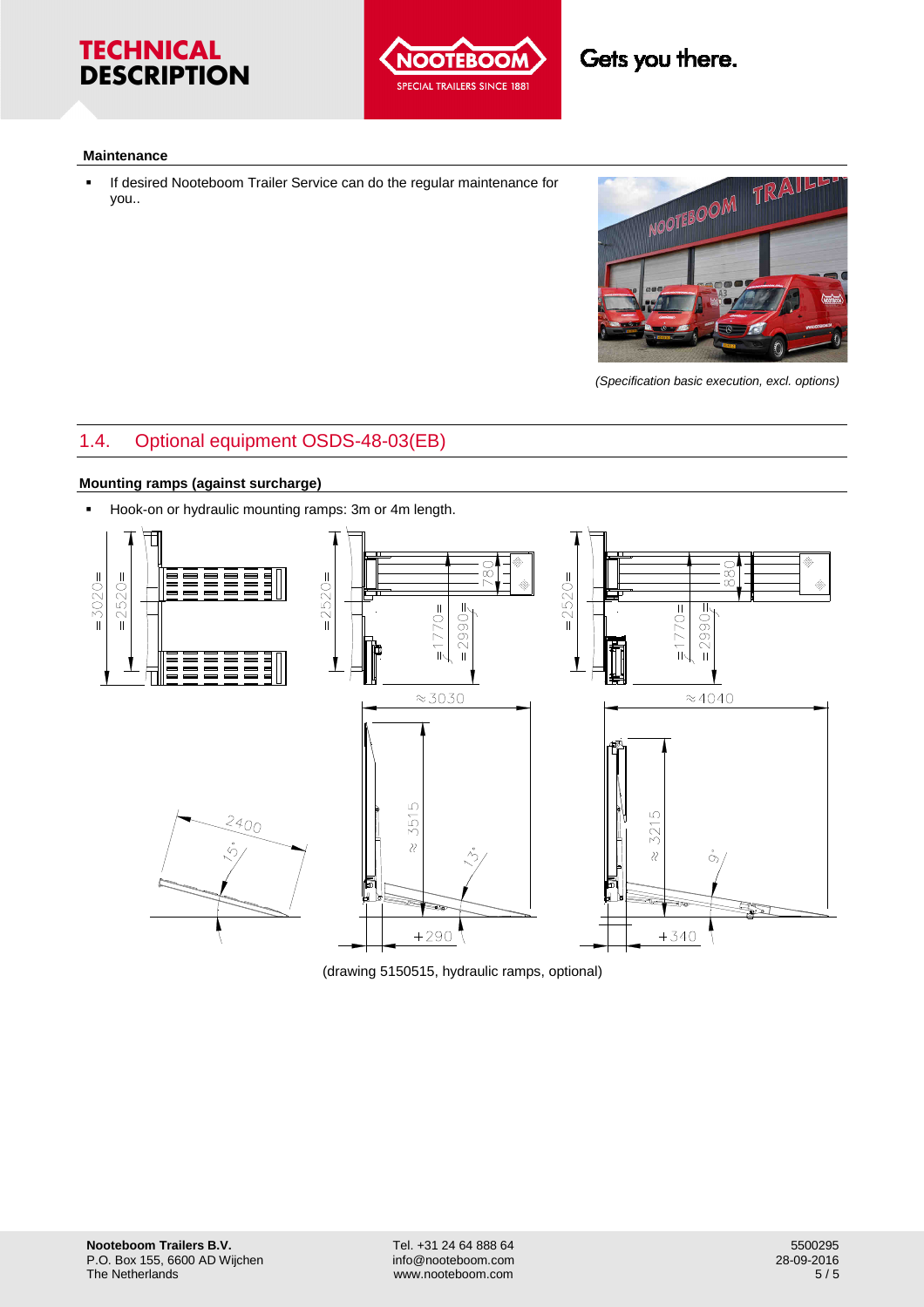**Maintenance**

- If desired Nooteboom Trailer Service can do the regular maintenance for you..

*(Specification basic execution, excl. options)*

## 1.4. Optional equipment OSDS-48-03(EB)

**Mounting ramps (against surcharge)**

- Hook-on or hydraulic mounting ramps: 3m or 4m length.

(drawing 5150515, hydraulic ramps, optional)